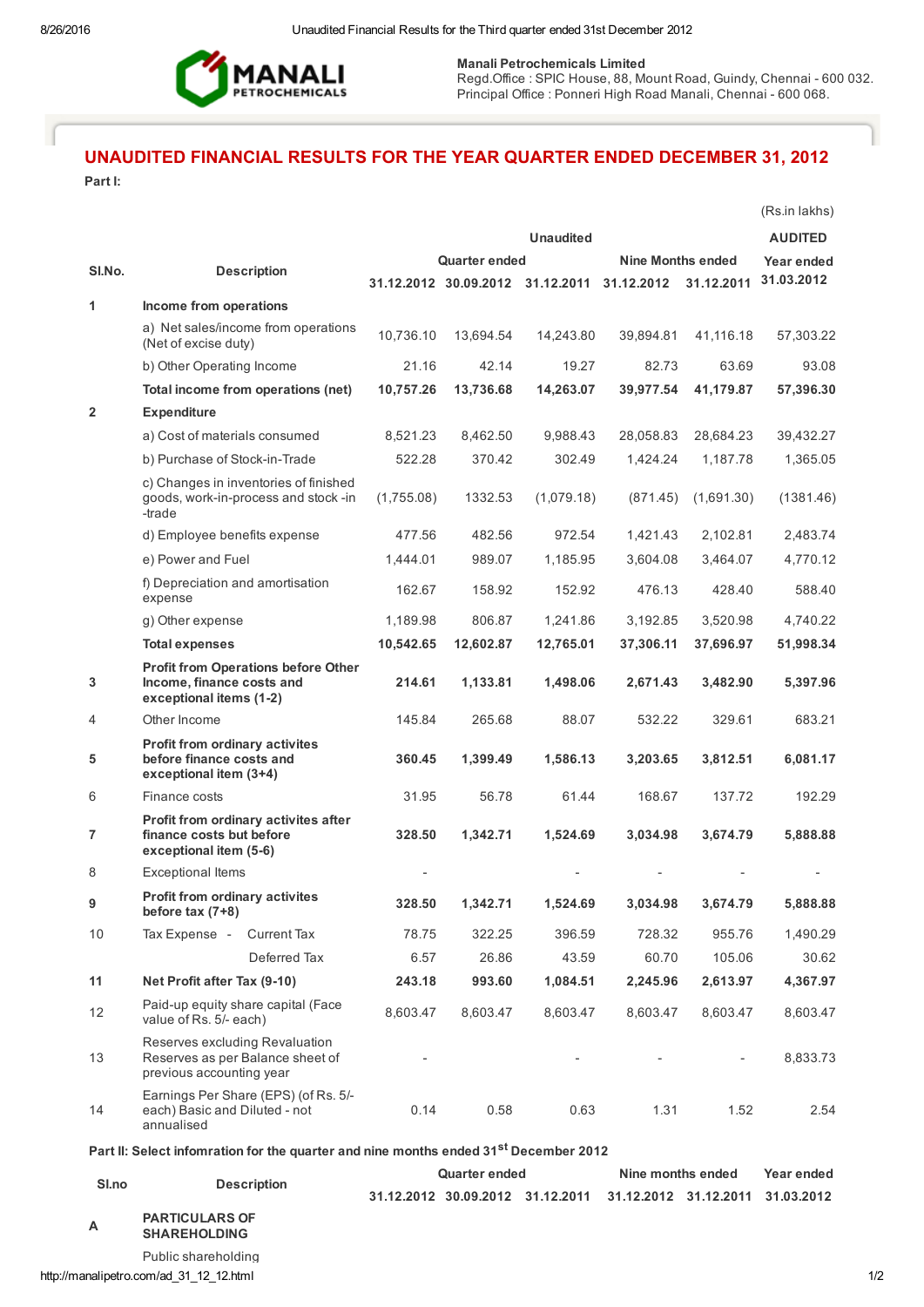**Manali Petrochemicals Limited**
Regd.Office : SPIC House, 88, Mount Road, Guindy, Chennai - 600 032.
Principal Office : Ponneri High Road Manali, Chennai - 600 068.

## UNAUDITED FINANCIAL RESULTS FOR THE YEAR QUARTER ENDED DECEMBER 31, 2012

**Part I:**

(Rs.in lakhs)

| Sl.No. | Description | Unaudited | | | | | AUDITED |
|---|---|---|---|---|---|---|---|
| | | Quarter ended | | | Nine Months ended | | Year ended |
| | | 31.12.2012 | 30.09.2012 | 31.12.2011 | 31.12.2012 | 31.12.2011 | 31.03.2012 |
| 1 | **Income from operations** | | | | | | |
| | a) Net sales/income from operations (Net of excise duty) | 10,736.10 | 13,694.54 | 14,243.80 | 39,894.81 | 41,116.18 | 57,303.22 |
| | b) Other Operating Income | 21.16 | 42.14 | 19.27 | 82.73 | 63.69 | 93.08 |
| | **Total income from operations (net)** | **10,757.26** | **13,736.68** | **14,263.07** | **39,977.54** | **41,179.87** | **57,396.30** |
| 2 | **Expenditure** | | | | | | |
| | a) Cost of materials consumed | 8,521.23 | 8,462.50 | 9,988.43 | 28,058.83 | 28,684.23 | 39,432.27 |
| | b) Purchase of Stock-in-Trade | 522.28 | 370.42 | 302.49 | 1,424.24 | 1,187.78 | 1,365.05 |
| | c) Changes in inventories of finished goods, work-in-process and stock -in -trade | (1,755.08) | 1332.53 | (1,079.18) | (871.45) | (1,691.30) | (1381.46) |
| | d) Employee benefits expense | 477.56 | 482.56 | 972.54 | 1,421.43 | 2,102.81 | 2,483.74 |
| | e) Power and Fuel | 1,444.01 | 989.07 | 1,185.95 | 3,604.08 | 3,464.07 | 4,770.12 |
| | f) Depreciation and amortisation expense | 162.67 | 158.92 | 152.92 | 476.13 | 428.40 | 588.40 |
| | g) Other expense | 1,189.98 | 806.87 | 1,241.86 | 3,192.85 | 3,520.98 | 4,740.22 |
| | **Total expenses** | **10,542.65** | **12,602.87** | **12,765.01** | **37,306.11** | **37,696.97** | **51,998.34** |
| 3 | **Profit from Operations before Other Income, finance costs and exceptional items (1-2)** | **214.61** | **1,133.81** | **1,498.06** | **2,671.43** | **3,482.90** | **5,397.96** |
| 4 | Other Income | 145.84 | 265.68 | 88.07 | 532.22 | 329.61 | 683.21 |
| 5 | **Profit from ordinary activites before finance costs and exceptional item (3+4)** | **360.45** | **1,399.49** | **1,586.13** | **3,203.65** | **3,812.51** | **6,081.17** |
| 6 | Finance costs | 31.95 | 56.78 | 61.44 | 168.67 | 137.72 | 192.29 |
| 7 | **Profit from ordinary activites after finance costs but before exceptional item (5-6)** | **328.50** | **1,342.71** | **1,524.69** | **3,034.98** | **3,674.79** | **5,888.88** |
| 8 | Exceptional Items | - | | - | - | - | - |
| 9 | **Profit from ordinary activites before tax (7+8)** | **328.50** | **1,342.71** | **1,524.69** | **3,034.98** | **3,674.79** | **5,888.88** |
| 10 | Tax Expense - Current Tax | 78.75 | 322.25 | 396.59 | 728.32 | 955.76 | 1,490.29 |
| | Deferred Tax | 6.57 | 26.86 | 43.59 | 60.70 | 105.06 | 30.62 |
| 11 | **Net Profit after Tax (9-10)** | **243.18** | **993.60** | **1,084.51** | **2,245.96** | **2,613.97** | **4,367.97** |
| 12 | Paid-up equity share capital (Face value of Rs. 5/- each) | 8,603.47 | 8,603.47 | 8,603.47 | 8,603.47 | 8,603.47 | 8,603.47 |
| 13 | Reserves excluding Revaluation Reserves as per Balance sheet of previous accounting year | - | | - | - | - | 8,833.73 |
| 14 | Earnings Per Share (EPS) (of Rs. 5/- each) Basic and Diluted - not annualised | 0.14 | 0.58 | 0.63 | 1.31 | 1.52 | 2.54 |

**Part II: Select infomration for the quarter and nine months ended 31st December 2012**

| Sl.no | Description | Quarter ended | | | Nine months ended | | Year ended |
|---|---|---|---|---|---|---|---|
| | | 31.12.2012 | 30.09.2012 | 31.12.2011 | 31.12.2012 | 31.12.2011 | 31.03.2012 |
| A | **PARTICULARS OF SHAREHOLDING** | | | | | | |
| | Public shareholding | | | | | | |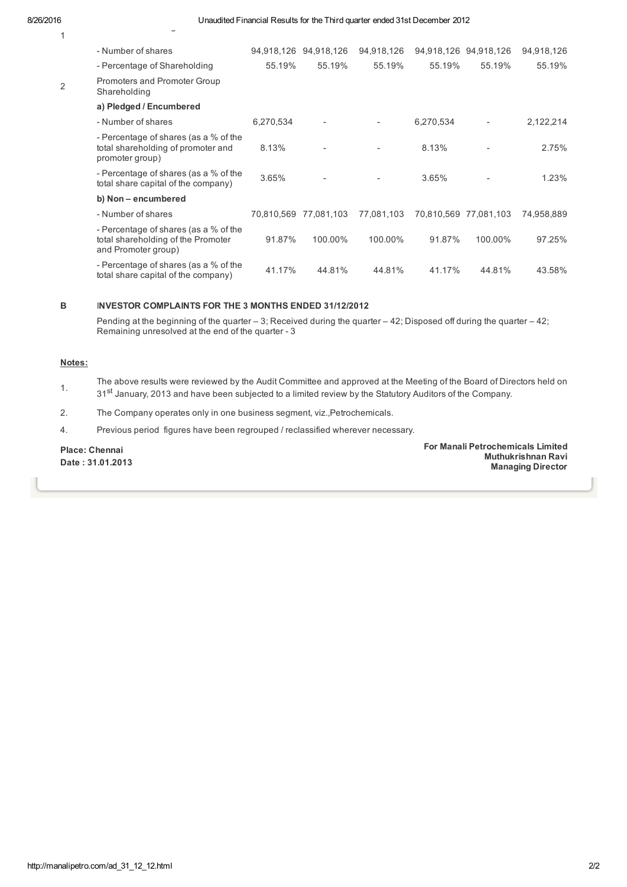| | | | | | | | |
|---|---|---|---|---|---|---|---|
| 1 | - Number of shares | 94,918,126 | 94,918,126 | 94,918,126 | 94,918,126 | 94,918,126 | 94,918,126 |
| | - Percentage of Shareholding | 55.19% | 55.19% | 55.19% | 55.19% | 55.19% | 55.19% |
| 2 | Promoters and Promoter Group Shareholding | | | | | | |
| | **a) Pledged / Encumbered** | | | | | | |
| | - Number of shares | 6,270,534 | - | - | 6,270,534 | - | 2,122,214 |
| | - Percentage of shares (as a % of the total shareholding of promoter and promoter group) | 8.13% | - | - | 8.13% | - | 2.75% |
| | - Percentage of shares (as a % of the total share capital of the company) | 3.65% | - | - | 3.65% | - | 1.23% |
| | **b) Non – encumbered** | | | | | | |
| | - Number of shares | 70,810,569 | 77,081,103 | 77,081,103 | 70,810,569 | 77,081,103 | 74,958,889 |
| | - Percentage of shares (as a % of the total shareholding of the Promoter and Promoter group) | 91.87% | 100.00% | 100.00% | 91.87% | 100.00% | 97.25% |
| | - Percentage of shares (as a % of the total share capital of the company) | 41.17% | 44.81% | 44.81% | 41.17% | 44.81% | 43.58% |

**B INVESTOR COMPLAINTS FOR THE 3 MONTHS ENDED 31/12/2012**

Pending at the beginning of the quarter – 3; Received during the quarter – 42; Disposed off during the quarter – 42; Remaining unresolved at the end of the quarter - 3

**Notes:**

1. The above results were reviewed by the Audit Committee and approved at the Meeting of the Board of Directors held on 31st January, 2013 and have been subjected to a limited review by the Statutory Auditors of the Company.
2. The Company operates only in one business segment, viz.,Petrochemicals.
4. Previous period figures have been regrouped / reclassified wherever necessary.

**Place: Chennai**
**Date : 31.01.2013**

**For Manali Petrochemicals Limited**
**Muthukrishnan Ravi**
**Managing Director**